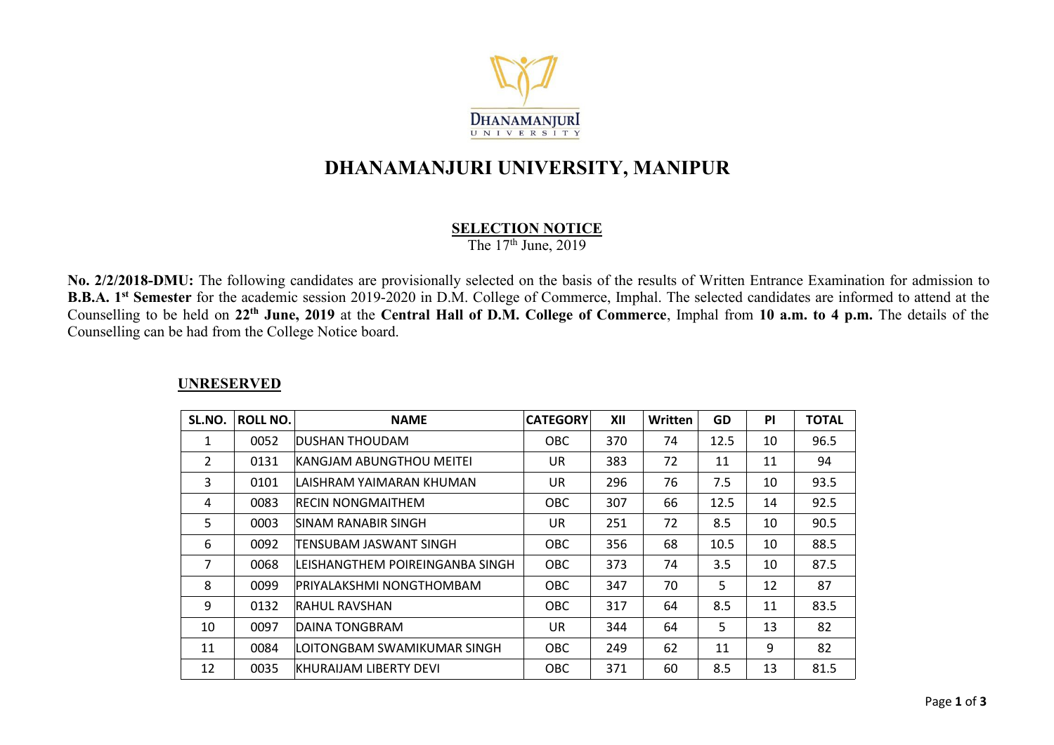# DHANAMANJURI UNIVERSITY, MANIPUR

## SELECTION NOTICE

The 17th June, 2019

**No. 2/2/2018-DMU:** The following candidates are provisionally selected on the basis of the results of Written Entrance Examination for admission to **B.B.A. 1st Semester** for the academic session 2019-2020 in D.M. College of Commerce, Imphal. The selected candidates are informed to attend at the Counselling to be held on **22th June, 2019** at the **Central Hall of D.M. College of Commerce**, Imphal from **10 a.m. to 4 p.m.** The details of the Counselling can be had from the College Notice board.

### UNRESERVED

| SL.NO. | ROLL NO. | NAME | CATEGORY | XII | Written | GD | PI | TOTAL |
|---|---|---|---|---|---|---|---|---|
| 1 | 0052 | DUSHAN THOUDAM | OBC | 370 | 74 | 12.5 | 10 | 96.5 |
| 2 | 0131 | KANGJAM ABUNGTHOU MEITEI | UR | 383 | 72 | 11 | 11 | 94 |
| 3 | 0101 | LAISHRAM YAIMARAN KHUMAN | UR | 296 | 76 | 7.5 | 10 | 93.5 |
| 4 | 0083 | RECIN NONGMAITHEM | OBC | 307 | 66 | 12.5 | 14 | 92.5 |
| 5 | 0003 | SINAM RANABIR SINGH | UR | 251 | 72 | 8.5 | 10 | 90.5 |
| 6 | 0092 | TENSUBAM JASWANT SINGH | OBC | 356 | 68 | 10.5 | 10 | 88.5 |
| 7 | 0068 | LEISHANGTHEM POIREINGANBA SINGH | OBC | 373 | 74 | 3.5 | 10 | 87.5 |
| 8 | 0099 | PRIYALAKSHMI NONGTHOMBAM | OBC | 347 | 70 | 5 | 12 | 87 |
| 9 | 0132 | RAHUL RAVSHAN | OBC | 317 | 64 | 8.5 | 11 | 83.5 |
| 10 | 0097 | DAINA TONGBRAM | UR | 344 | 64 | 5 | 13 | 82 |
| 11 | 0084 | LOITONGBAM SWAMIKUMAR SINGH | OBC | 249 | 62 | 11 | 9 | 82 |
| 12 | 0035 | KHURAIJAM LIBERTY DEVI | OBC | 371 | 60 | 8.5 | 13 | 81.5 |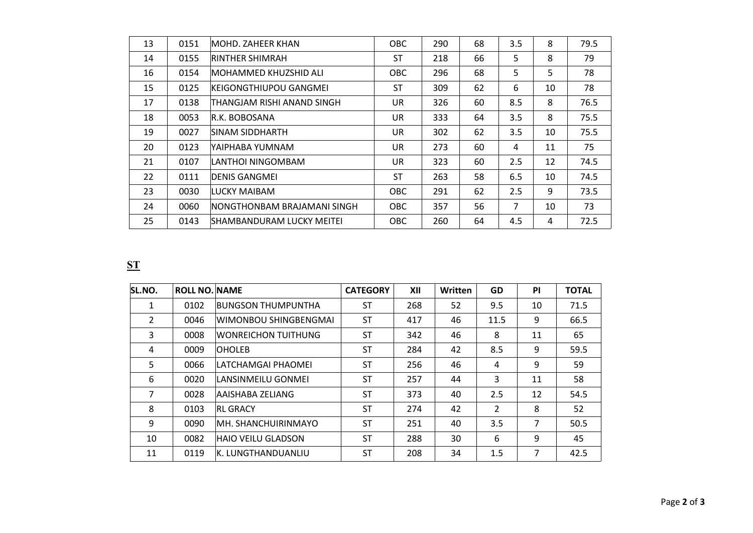| | | | | | | | | |
|---|---|---|---|---|---|---|---|---|
| 13 | 0151 | MOHD. ZAHEER KHAN | OBC | 290 | 68 | 3.5 | 8 | 79.5 |
| 14 | 0155 | RINTHER SHIMRAH | ST | 218 | 66 | 5 | 8 | 79 |
| 16 | 0154 | MOHAMMED KHUZSHID ALI | OBC | 296 | 68 | 5 | 5 | 78 |
| 15 | 0125 | KEIGONGTHIUPOU GANGMEI | ST | 309 | 62 | 6 | 10 | 78 |
| 17 | 0138 | THANGJAM RISHI ANAND SINGH | UR | 326 | 60 | 8.5 | 8 | 76.5 |
| 18 | 0053 | R.K. BOBOSANA | UR | 333 | 64 | 3.5 | 8 | 75.5 |
| 19 | 0027 | SINAM SIDDHARTH | UR | 302 | 62 | 3.5 | 10 | 75.5 |
| 20 | 0123 | YAIPHABA YUMNAM | UR | 273 | 60 | 4 | 11 | 75 |
| 21 | 0107 | LANTHOI NINGOMBAM | UR | 323 | 60 | 2.5 | 12 | 74.5 |
| 22 | 0111 | DENIS GANGMEI | ST | 263 | 58 | 6.5 | 10 | 74.5 |
| 23 | 0030 | LUCKY MAIBAM | OBC | 291 | 62 | 2.5 | 9 | 73.5 |
| 24 | 0060 | NONGTHONBAM BRAJAMANI SINGH | OBC | 357 | 56 | 7 | 10 | 73 |
| 25 | 0143 | SHAMBANDURAM LUCKY MEITEI | OBC | 260 | 64 | 4.5 | 4 | 72.5 |

## ST

| SL.NO. | ROLL NO. | NAME | CATEGORY | XII | Written | GD | PI | TOTAL |
|---|---|---|---|---|---|---|---|---|
| 1 | 0102 | BUNGSON THUMPUNTHA | ST | 268 | 52 | 9.5 | 10 | 71.5 |
| 2 | 0046 | WIMONBOU SHINGBENGMAI | ST | 417 | 46 | 11.5 | 9 | 66.5 |
| 3 | 0008 | WONREICHON TUITHUNG | ST | 342 | 46 | 8 | 11 | 65 |
| 4 | 0009 | OHOLEB | ST | 284 | 42 | 8.5 | 9 | 59.5 |
| 5 | 0066 | LATCHAMGAI PHAOMEI | ST | 256 | 46 | 4 | 9 | 59 |
| 6 | 0020 | LANSINMEILU GONMEI | ST | 257 | 44 | 3 | 11 | 58 |
| 7 | 0028 | AAISHABA ZELIANG | ST | 373 | 40 | 2.5 | 12 | 54.5 |
| 8 | 0103 | RL GRACY | ST | 274 | 42 | 2 | 8 | 52 |
| 9 | 0090 | MH. SHANCHUIRINMAYO | ST | 251 | 40 | 3.5 | 7 | 50.5 |
| 10 | 0082 | HAIO VEILU GLADSON | ST | 288 | 30 | 6 | 9 | 45 |
| 11 | 0119 | K. LUNGTHANDUANLIU | ST | 208 | 34 | 1.5 | 7 | 42.5 |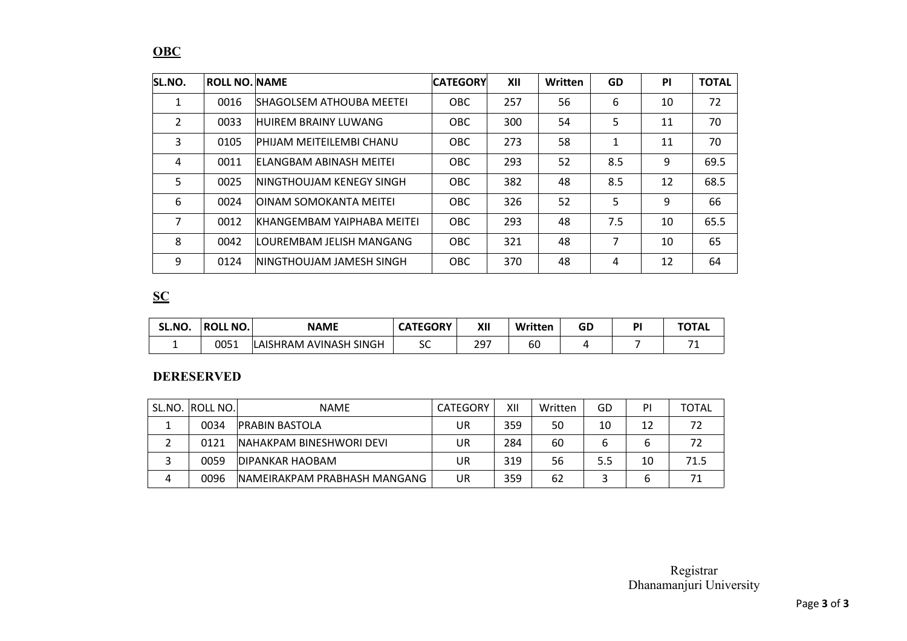**OBC**

| SL.NO. | ROLL NO. | NAME | CATEGORY | XII | Written | GD | PI | TOTAL |
|---|---|---|---|---|---|---|---|---|
| 1 | 0016 | SHAGOLSEM ATHOUBA MEETEI | OBC | 257 | 56 | 6 | 10 | 72 |
| 2 | 0033 | HUIREM BRAINY LUWANG | OBC | 300 | 54 | 5 | 11 | 70 |
| 3 | 0105 | PHIJAM MEITEILEMBI CHANU | OBC | 273 | 58 | 1 | 11 | 70 |
| 4 | 0011 | ELANGBAM ABINASH MEITEI | OBC | 293 | 52 | 8.5 | 9 | 69.5 |
| 5 | 0025 | NINGTHOUJAM KENEGY SINGH | OBC | 382 | 48 | 8.5 | 12 | 68.5 |
| 6 | 0024 | OINAM SOMOKANTA MEITEI | OBC | 326 | 52 | 5 | 9 | 66 |
| 7 | 0012 | KHANGEMBAM YAIPHABA MEITEI | OBC | 293 | 48 | 7.5 | 10 | 65.5 |
| 8 | 0042 | LOUREMBAM JELISH MANGANG | OBC | 321 | 48 | 7 | 10 | 65 |
| 9 | 0124 | NINGTHOUJAM JAMESH SINGH | OBC | 370 | 48 | 4 | 12 | 64 |

**SC**

| SL.NO. | ROLL NO. | NAME | CATEGORY | XII | Written | GD | PI | TOTAL |
|---|---|---|---|---|---|---|---|---|
| 1 | 0051 | LAISHRAM AVINASH SINGH | SC | 297 | 60 | 4 | 7 | 71 |

**DERESERVED**

| SL.NO. | ROLL NO. | NAME | CATEGORY | XII | Written | GD | PI | TOTAL |
|---|---|---|---|---|---|---|---|---|
| 1 | 0034 | PRABIN BASTOLA | UR | 359 | 50 | 10 | 12 | 72 |
| 2 | 0121 | NAHAKPAM BINESHWORI DEVI | UR | 284 | 60 | 6 | 6 | 72 |
| 3 | 0059 | DIPANKAR HAOBAM | UR | 319 | 56 | 5.5 | 10 | 71.5 |
| 4 | 0096 | NAMEIRAKPAM PRABHASH MANGANG | UR | 359 | 62 | 3 | 6 | 71 |

Registrar
Dhanamanjuri University